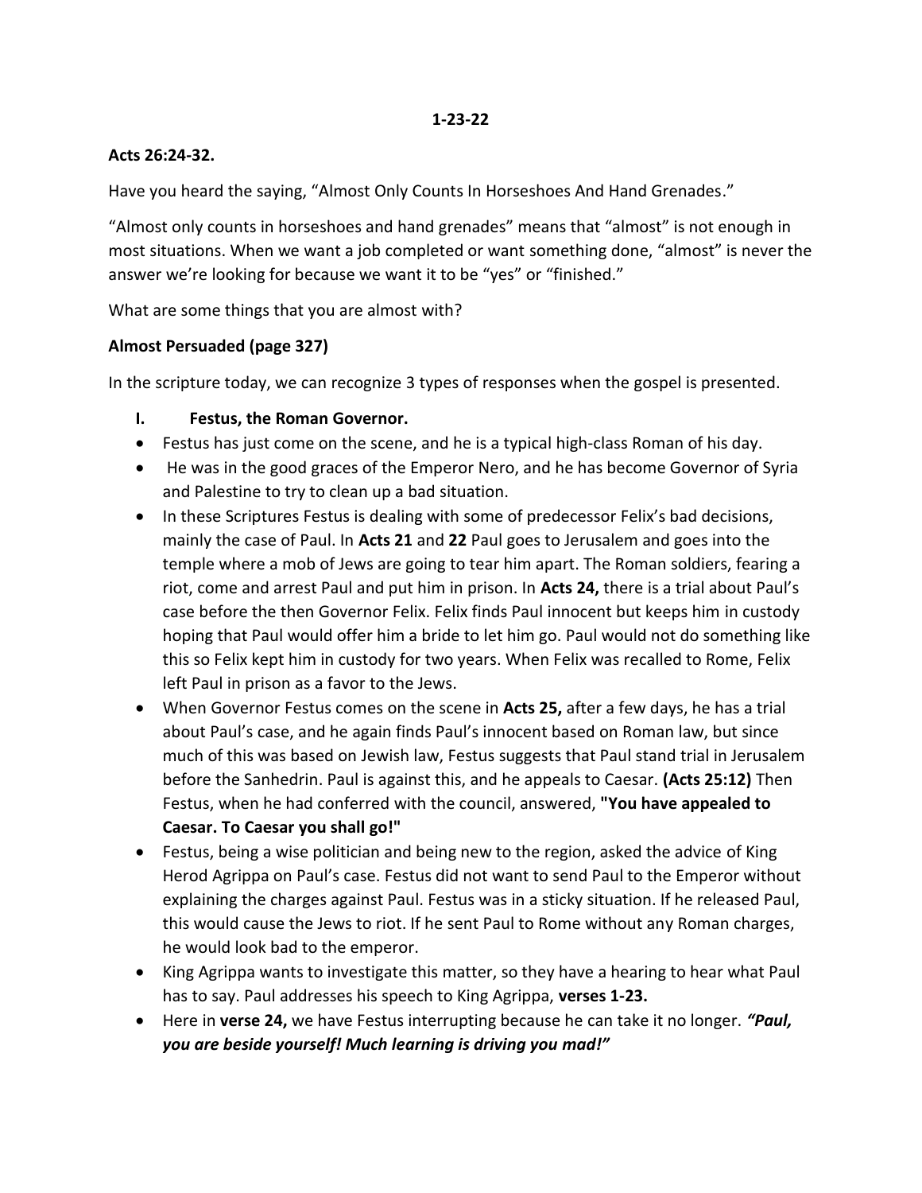**1-23-22**

**Acts 26:24-32.**

Have you heard the saying, "Almost Only Counts In Horseshoes And Hand Grenades."

"Almost only counts in horseshoes and hand grenades" means that "almost" is not enough in most situations. When we want a job completed or want something done, "almost" is never the answer we're looking for because we want it to be "yes" or "finished."

What are some things that you are almost with?

**Almost Persuaded (page 327)**

In the scripture today, we can recognize 3 types of responses when the gospel is presented.

**I. Festus, the Roman Governor.**

- Festus has just come on the scene, and he is a typical high-class Roman of his day.
- He was in the good graces of the Emperor Nero, and he has become Governor of Syria and Palestine to try to clean up a bad situation.
- In these Scriptures Festus is dealing with some of predecessor Felix's bad decisions, mainly the case of Paul. In **Acts 21** and **22** Paul goes to Jerusalem and goes into the temple where a mob of Jews are going to tear him apart. The Roman soldiers, fearing a riot, come and arrest Paul and put him in prison. In **Acts 24,** there is a trial about Paul's case before the then Governor Felix. Felix finds Paul innocent but keeps him in custody hoping that Paul would offer him a bride to let him go. Paul would not do something like this so Felix kept him in custody for two years. When Felix was recalled to Rome, Felix left Paul in prison as a favor to the Jews.
- When Governor Festus comes on the scene in **Acts 25,** after a few days, he has a trial about Paul's case, and he again finds Paul's innocent based on Roman law, but since much of this was based on Jewish law, Festus suggests that Paul stand trial in Jerusalem before the Sanhedrin. Paul is against this, and he appeals to Caesar. **(Acts 25:12)** Then Festus, when he had conferred with the council, answered, **"You have appealed to Caesar. To Caesar you shall go!"**
- Festus, being a wise politician and being new to the region, asked the advice of King Herod Agrippa on Paul's case. Festus did not want to send Paul to the Emperor without explaining the charges against Paul. Festus was in a sticky situation. If he released Paul, this would cause the Jews to riot. If he sent Paul to Rome without any Roman charges, he would look bad to the emperor.
- King Agrippa wants to investigate this matter, so they have a hearing to hear what Paul has to say. Paul addresses his speech to King Agrippa, **verses 1-23.**
- Here in **verse 24,** we have Festus interrupting because he can take it no longer. ***"Paul, you are beside yourself! Much learning is driving you mad!"***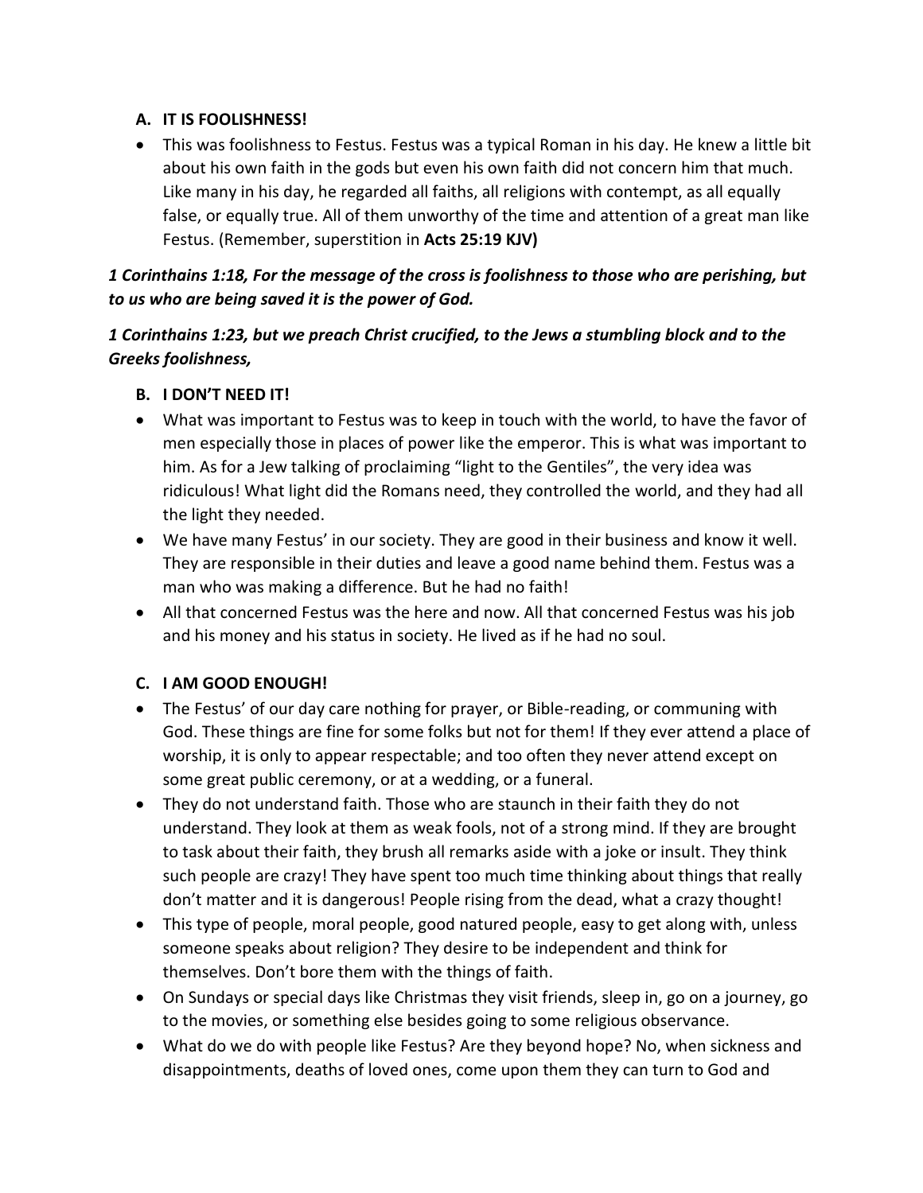**A. IT IS FOOLISHNESS!**

- This was foolishness to Festus. Festus was a typical Roman in his day. He knew a little bit about his own faith in the gods but even his own faith did not concern him that much. Like many in his day, he regarded all faiths, all religions with contempt, as all equally false, or equally true. All of them unworthy of the time and attention of a great man like Festus. (Remember, superstition in **Acts 25:19 KJV)**

***1 Corinthains 1:18, For the message of the cross is foolishness to those who are perishing, but to us who are being saved it is the power of God.***

***1 Corinthains 1:23, but we preach Christ crucified, to the Jews a stumbling block and to the Greeks foolishness,***

**B. I DON'T NEED IT!**

- What was important to Festus was to keep in touch with the world, to have the favor of men especially those in places of power like the emperor. This is what was important to him. As for a Jew talking of proclaiming "light to the Gentiles", the very idea was ridiculous! What light did the Romans need, they controlled the world, and they had all the light they needed.
- We have many Festus' in our society. They are good in their business and know it well. They are responsible in their duties and leave a good name behind them. Festus was a man who was making a difference. But he had no faith!
- All that concerned Festus was the here and now. All that concerned Festus was his job and his money and his status in society. He lived as if he had no soul.

**C. I AM GOOD ENOUGH!**

- The Festus' of our day care nothing for prayer, or Bible-reading, or communing with God. These things are fine for some folks but not for them! If they ever attend a place of worship, it is only to appear respectable; and too often they never attend except on some great public ceremony, or at a wedding, or a funeral.
- They do not understand faith. Those who are staunch in their faith they do not understand. They look at them as weak fools, not of a strong mind. If they are brought to task about their faith, they brush all remarks aside with a joke or insult. They think such people are crazy! They have spent too much time thinking about things that really don't matter and it is dangerous! People rising from the dead, what a crazy thought!
- This type of people, moral people, good natured people, easy to get along with, unless someone speaks about religion? They desire to be independent and think for themselves. Don't bore them with the things of faith.
- On Sundays or special days like Christmas they visit friends, sleep in, go on a journey, go to the movies, or something else besides going to some religious observance.
- What do we do with people like Festus? Are they beyond hope? No, when sickness and disappointments, deaths of loved ones, come upon them they can turn to God and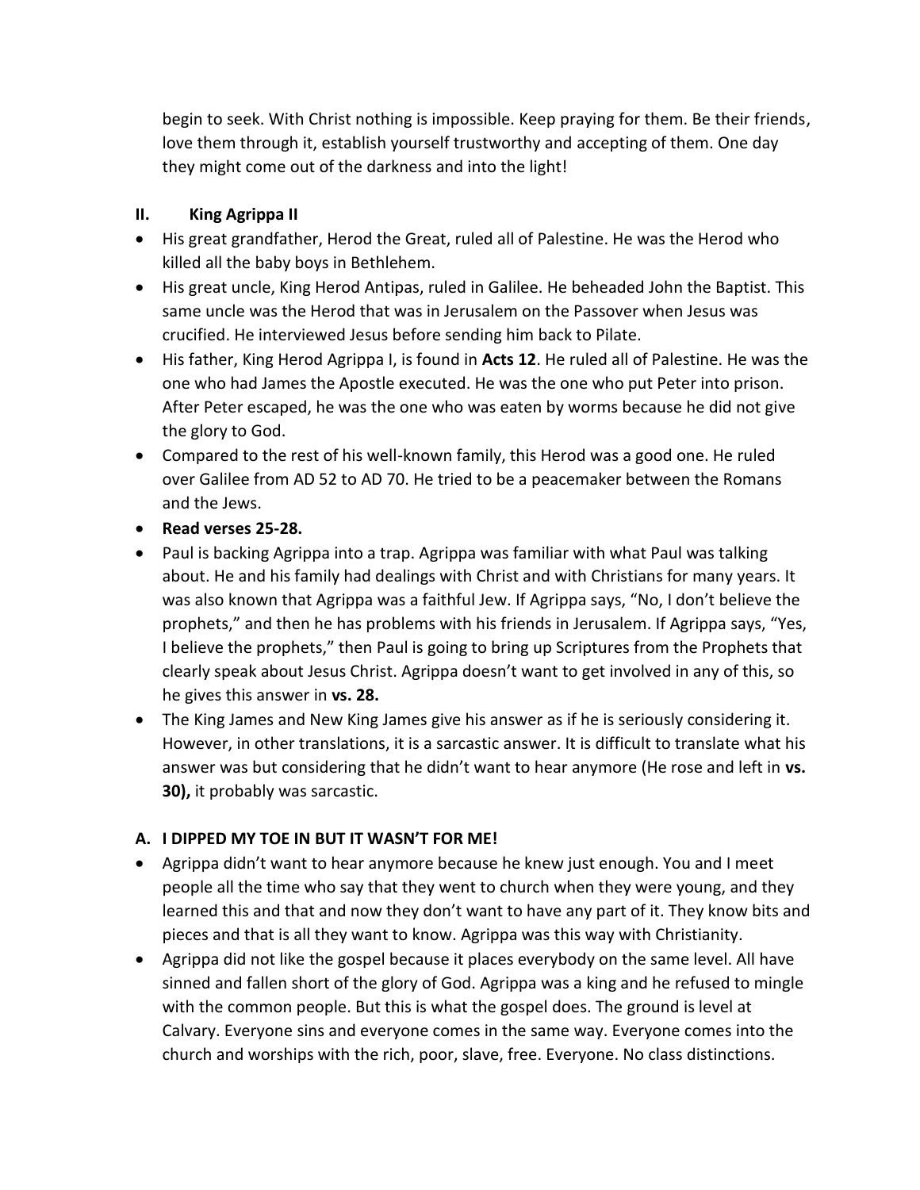begin to seek. With Christ nothing is impossible. Keep praying for them. Be their friends, love them through it, establish yourself trustworthy and accepting of them. One day they might come out of the darkness and into the light!

## II. King Agrippa II

- His great grandfather, Herod the Great, ruled all of Palestine. He was the Herod who killed all the baby boys in Bethlehem.
- His great uncle, King Herod Antipas, ruled in Galilee. He beheaded John the Baptist. This same uncle was the Herod that was in Jerusalem on the Passover when Jesus was crucified. He interviewed Jesus before sending him back to Pilate.
- His father, King Herod Agrippa I, is found in **Acts 12**. He ruled all of Palestine. He was the one who had James the Apostle executed. He was the one who put Peter into prison. After Peter escaped, he was the one who was eaten by worms because he did not give the glory to God.
- Compared to the rest of his well-known family, this Herod was a good one. He ruled over Galilee from AD 52 to AD 70. He tried to be a peacemaker between the Romans and the Jews.
- **Read verses 25-28.**
- Paul is backing Agrippa into a trap. Agrippa was familiar with what Paul was talking about. He and his family had dealings with Christ and with Christians for many years. It was also known that Agrippa was a faithful Jew. If Agrippa says, "No, I don't believe the prophets," and then he has problems with his friends in Jerusalem. If Agrippa says, "Yes, I believe the prophets," then Paul is going to bring up Scriptures from the Prophets that clearly speak about Jesus Christ. Agrippa doesn't want to get involved in any of this, so he gives this answer in **vs. 28.**
- The King James and New King James give his answer as if he is seriously considering it. However, in other translations, it is a sarcastic answer. It is difficult to translate what his answer was but considering that he didn't want to hear anymore (He rose and left in **vs. 30),** it probably was sarcastic.

### A. I DIPPED MY TOE IN BUT IT WASN'T FOR ME!

- Agrippa didn't want to hear anymore because he knew just enough. You and I meet people all the time who say that they went to church when they were young, and they learned this and that and now they don't want to have any part of it. They know bits and pieces and that is all they want to know. Agrippa was this way with Christianity.
- Agrippa did not like the gospel because it places everybody on the same level. All have sinned and fallen short of the glory of God. Agrippa was a king and he refused to mingle with the common people. But this is what the gospel does. The ground is level at Calvary. Everyone sins and everyone comes in the same way. Everyone comes into the church and worships with the rich, poor, slave, free. Everyone. No class distinctions.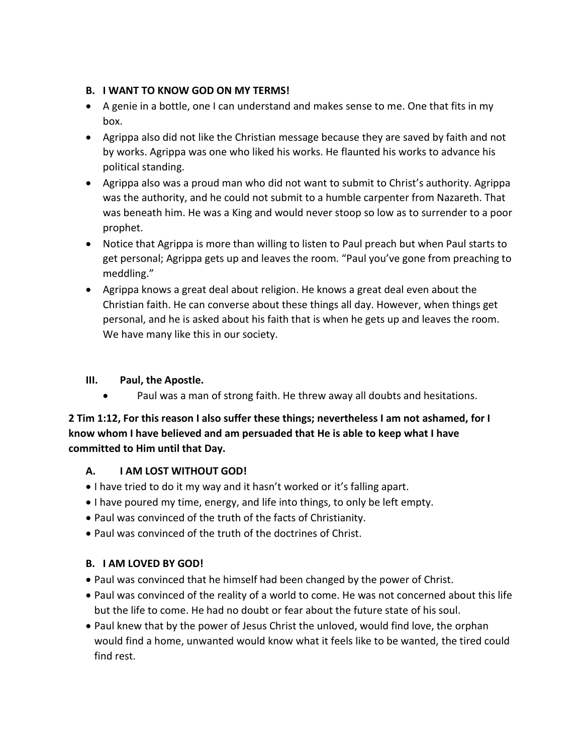### B. I WANT TO KNOW GOD ON MY TERMS!

- A genie in a bottle, one I can understand and makes sense to me. One that fits in my box.
- Agrippa also did not like the Christian message because they are saved by faith and not by works. Agrippa was one who liked his works. He flaunted his works to advance his political standing.
- Agrippa also was a proud man who did not want to submit to Christ's authority. Agrippa was the authority, and he could not submit to a humble carpenter from Nazareth. That was beneath him. He was a King and would never stoop so low as to surrender to a poor prophet.
- Notice that Agrippa is more than willing to listen to Paul preach but when Paul starts to get personal; Agrippa gets up and leaves the room. "Paul you've gone from preaching to meddling."
- Agrippa knows a great deal about religion. He knows a great deal even about the Christian faith. He can converse about these things all day. However, when things get personal, and he is asked about his faith that is when he gets up and leaves the room. We have many like this in our society.

## III. Paul, the Apostle.

- Paul was a man of strong faith. He threw away all doubts and hesitations.

**2 Tim 1:12, For this reason I also suffer these things; nevertheless I am not ashamed, for I know whom I have believed and am persuaded that He is able to keep what I have committed to Him until that Day.**

### A. I AM LOST WITHOUT GOD!

- I have tried to do it my way and it hasn't worked or it's falling apart.
- I have poured my time, energy, and life into things, to only be left empty.
- Paul was convinced of the truth of the facts of Christianity.
- Paul was convinced of the truth of the doctrines of Christ.

### B. I AM LOVED BY GOD!

- Paul was convinced that he himself had been changed by the power of Christ.
- Paul was convinced of the reality of a world to come. He was not concerned about this life but the life to come. He had no doubt or fear about the future state of his soul.
- Paul knew that by the power of Jesus Christ the unloved, would find love, the orphan would find a home, unwanted would know what it feels like to be wanted, the tired could find rest.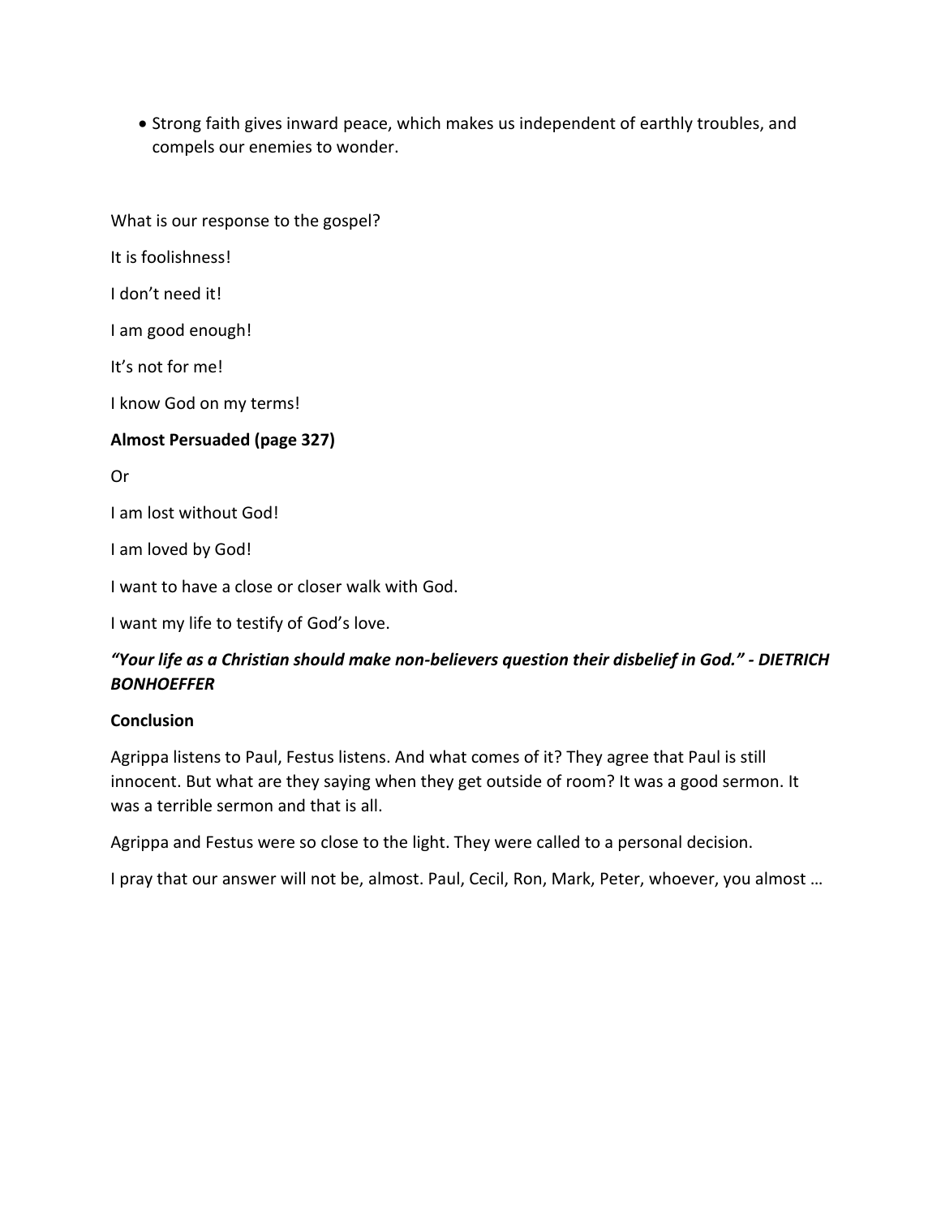- Strong faith gives inward peace, which makes us independent of earthly troubles, and compels our enemies to wonder.

What is our response to the gospel?

It is foolishness!

I don't need it!

I am good enough!

It's not for me!

I know God on my terms!

**Almost Persuaded (page 327)**

Or

I am lost without God!

I am loved by God!

I want to have a close or closer walk with God.

I want my life to testify of God's love.

***"Your life as a Christian should make non-believers question their disbelief in God." - DIETRICH BONHOEFFER***

**Conclusion**

Agrippa listens to Paul, Festus listens. And what comes of it? They agree that Paul is still innocent. But what are they saying when they get outside of room? It was a good sermon. It was a terrible sermon and that is all.

Agrippa and Festus were so close to the light. They were called to a personal decision.

I pray that our answer will not be, almost. Paul, Cecil, Ron, Mark, Peter, whoever, you almost …